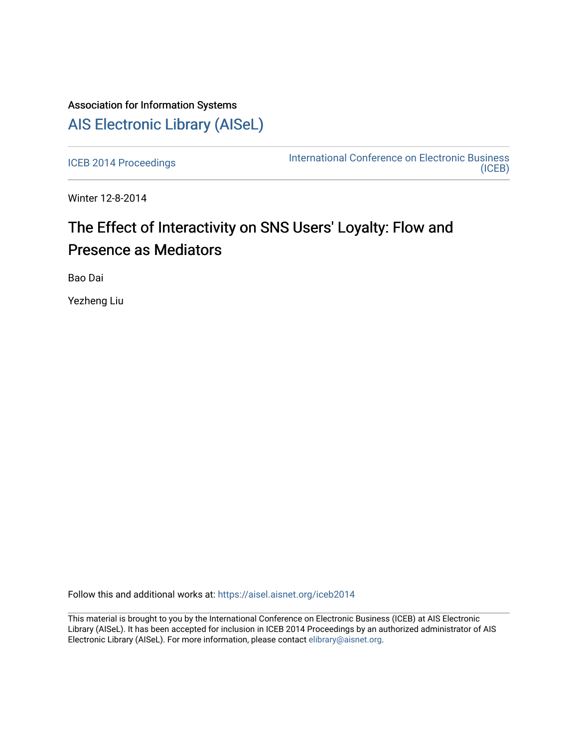Association for Information Systems

# AIS Electronic Library (AISeL)

ICEB 2014 Proceedings

International Conference on Electronic Business (ICEB)

Winter 12-8-2014

# The Effect of Interactivity on SNS Users' Loyalty: Flow and Presence as Mediators

Bao Dai

Yezheng Liu

Follow this and additional works at: https://aisel.aisnet.org/iceb2014

This material is brought to you by the International Conference on Electronic Business (ICEB) at AIS Electronic Library (AISeL). It has been accepted for inclusion in ICEB 2014 Proceedings by an authorized administrator of AIS Electronic Library (AISeL). For more information, please contact elibrary@aisnet.org.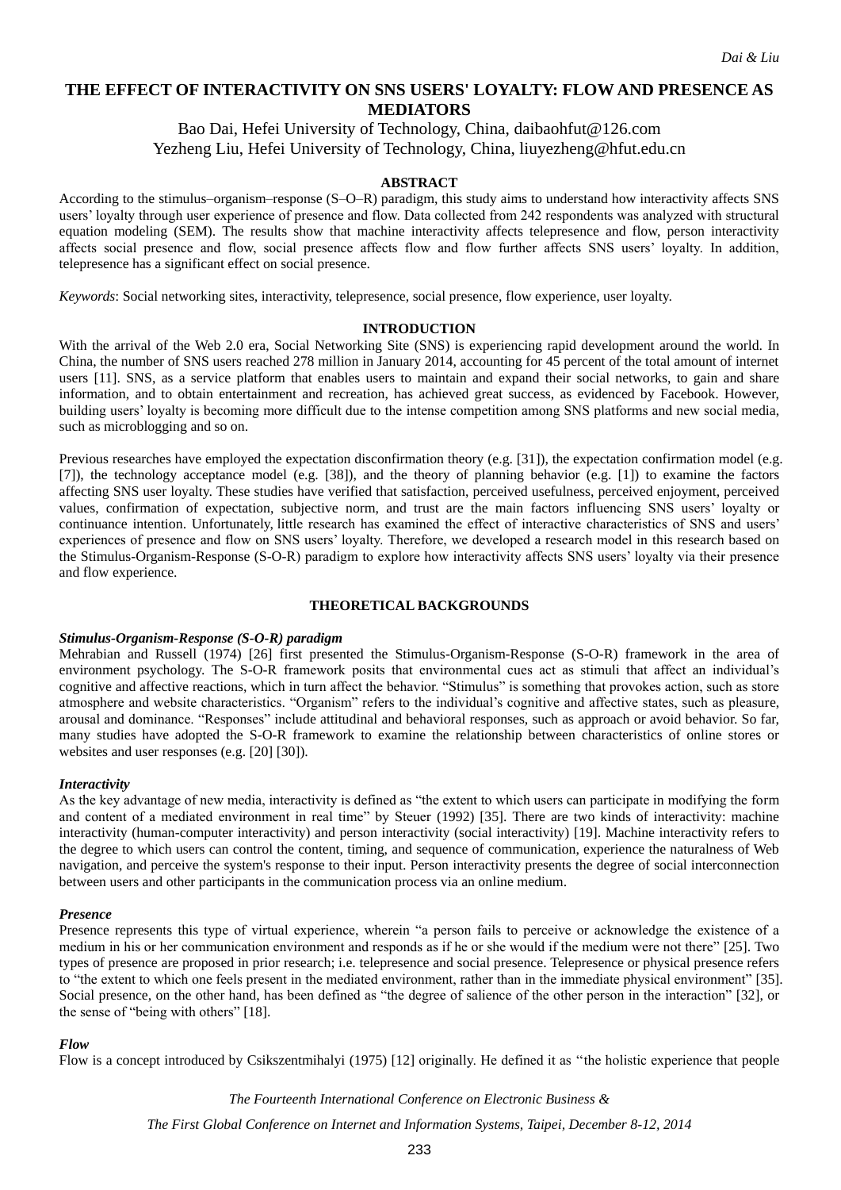# THE EFFECT OF INTERACTIVITY ON SNS USERS' LOYALTY: FLOW AND PRESENCE AS MEDIATORS

Bao Dai, Hefei University of Technology, China, daibaohfut@126.com
Yezheng Liu, Hefei University of Technology, China, liuyezheng@hfut.edu.cn

## ABSTRACT

According to the stimulus–organism–response (S–O–R) paradigm, this study aims to understand how interactivity affects SNS users' loyalty through user experience of presence and flow. Data collected from 242 respondents was analyzed with structural equation modeling (SEM). The results show that machine interactivity affects telepresence and flow, person interactivity affects social presence and flow, social presence affects flow and flow further affects SNS users' loyalty. In addition, telepresence has a significant effect on social presence.

*Keywords*: Social networking sites, interactivity, telepresence, social presence, flow experience, user loyalty.

## INTRODUCTION

With the arrival of the Web 2.0 era, Social Networking Site (SNS) is experiencing rapid development around the world. In China, the number of SNS users reached 278 million in January 2014, accounting for 45 percent of the total amount of internet users [11]. SNS, as a service platform that enables users to maintain and expand their social networks, to gain and share information, and to obtain entertainment and recreation, has achieved great success, as evidenced by Facebook. However, building users' loyalty is becoming more difficult due to the intense competition among SNS platforms and new social media, such as microblogging and so on.

Previous researches have employed the expectation disconfirmation theory (e.g. [31]), the expectation confirmation model (e.g. [7]), the technology acceptance model (e.g. [38]), and the theory of planning behavior (e.g. [1]) to examine the factors affecting SNS user loyalty. These studies have verified that satisfaction, perceived usefulness, perceived enjoyment, perceived values, confirmation of expectation, subjective norm, and trust are the main factors influencing SNS users' loyalty or continuance intention. Unfortunately, little research has examined the effect of interactive characteristics of SNS and users' experiences of presence and flow on SNS users' loyalty. Therefore, we developed a research model in this research based on the Stimulus-Organism-Response (S-O-R) paradigm to explore how interactivity affects SNS users' loyalty via their presence and flow experience.

## THEORETICAL BACKGROUNDS

### *Stimulus-Organism-Response (S-O-R) paradigm*

Mehrabian and Russell (1974) [26] first presented the Stimulus-Organism-Response (S-O-R) framework in the area of environment psychology. The S-O-R framework posits that environmental cues act as stimuli that affect an individual's cognitive and affective reactions, which in turn affect the behavior. "Stimulus" is something that provokes action, such as store atmosphere and website characteristics. "Organism" refers to the individual's cognitive and affective states, such as pleasure, arousal and dominance. "Responses" include attitudinal and behavioral responses, such as approach or avoid behavior. So far, many studies have adopted the S-O-R framework to examine the relationship between characteristics of online stores or websites and user responses (e.g. [20] [30]).

### *Interactivity*

As the key advantage of new media, interactivity is defined as "the extent to which users can participate in modifying the form and content of a mediated environment in real time" by Steuer (1992) [35]. There are two kinds of interactivity: machine interactivity (human-computer interactivity) and person interactivity (social interactivity) [19]. Machine interactivity refers to the degree to which users can control the content, timing, and sequence of communication, experience the naturalness of Web navigation, and perceive the system's response to their input. Person interactivity presents the degree of social interconnection between users and other participants in the communication process via an online medium.

### *Presence*

Presence represents this type of virtual experience, wherein "a person fails to perceive or acknowledge the existence of a medium in his or her communication environment and responds as if he or she would if the medium were not there" [25]. Two types of presence are proposed in prior research; i.e. telepresence and social presence. Telepresence or physical presence refers to "the extent to which one feels present in the mediated environment, rather than in the immediate physical environment" [35]. Social presence, on the other hand, has been defined as "the degree of salience of the other person in the interaction" [32], or the sense of "being with others" [18].

### *Flow*

Flow is a concept introduced by Csikszentmihalyi (1975) [12] originally. He defined it as "the holistic experience that people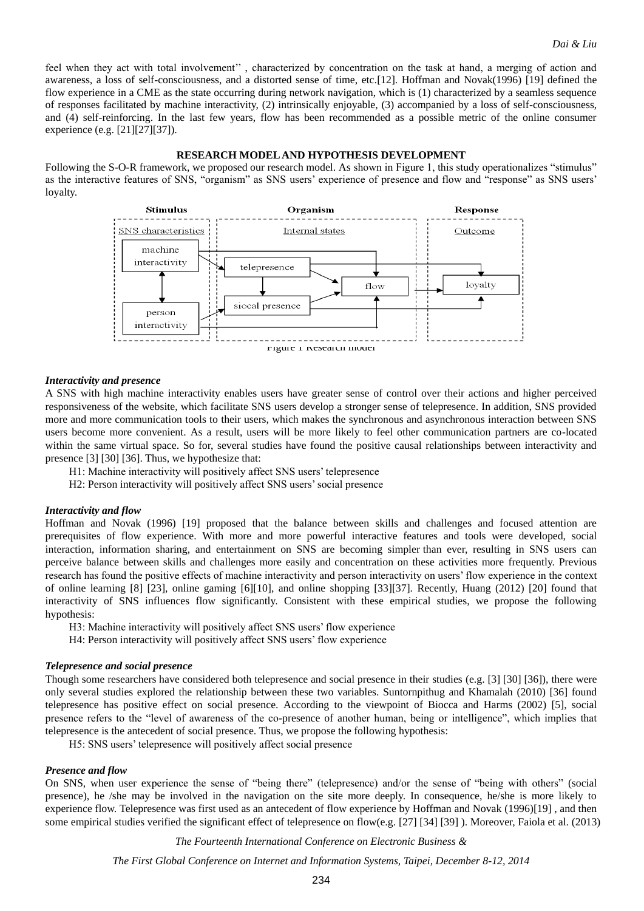feel when they act with total involvement'' , characterized by concentration on the task at hand, a merging of action and awareness, a loss of self-consciousness, and a distorted sense of time, etc.[12]. Hoffman and Novak(1996) [19] defined the flow experience in a CME as the state occurring during network navigation, which is (1) characterized by a seamless sequence of responses facilitated by machine interactivity, (2) intrinsically enjoyable, (3) accompanied by a loss of self-consciousness, and (4) self-reinforcing. In the last few years, flow has been recommended as a possible metric of the online consumer experience (e.g. [21][27][37]).

## RESEARCH MODEL AND HYPOTHESIS DEVELOPMENT

Following the S-O-R framework, we proposed our research model. As shown in Figure 1, this study operationalizes "stimulus" as the interactive features of SNS, "organism" as SNS users' experience of presence and flow and "response" as SNS users' loyalty.

Figure 1 Research model

### *Interactivity and presence*

A SNS with high machine interactivity enables users have greater sense of control over their actions and higher perceived responsiveness of the website, which facilitate SNS users develop a stronger sense of telepresence. In addition, SNS provided more and more communication tools to their users, which makes the synchronous and asynchronous interaction between SNS users become more convenient. As a result, users will be more likely to feel other communication partners are co-located within the same virtual space. So for, several studies have found the positive causal relationships between interactivity and presence [3] [30] [36]. Thus, we hypothesize that:

H1: Machine interactivity will positively affect SNS users' telepresence

H2: Person interactivity will positively affect SNS users' social presence

### *Interactivity and flow*

Hoffman and Novak (1996) [19] proposed that the balance between skills and challenges and focused attention are prerequisites of flow experience. With more and more powerful interactive features and tools were developed, social interaction, information sharing, and entertainment on SNS are becoming simpler than ever, resulting in SNS users can perceive balance between skills and challenges more easily and concentration on these activities more frequently. Previous research has found the positive effects of machine interactivity and person interactivity on users' flow experience in the context of online learning [8] [23], online gaming [6][10], and online shopping [33][37]. Recently, Huang (2012) [20] found that interactivity of SNS influences flow significantly. Consistent with these empirical studies, we propose the following hypothesis:

H3: Machine interactivity will positively affect SNS users' flow experience

H4: Person interactivity will positively affect SNS users' flow experience

### *Telepresence and social presence*

Though some researchers have considered both telepresence and social presence in their studies (e.g. [3] [30] [36]), there were only several studies explored the relationship between these two variables. Suntornpithug and Khamalah (2010) [36] found telepresence has positive effect on social presence. According to the viewpoint of Biocca and Harms (2002) [5], social presence refers to the "level of awareness of the co-presence of another human, being or intelligence", which implies that telepresence is the antecedent of social presence. Thus, we propose the following hypothesis:

H5: SNS users' telepresence will positively affect social presence

### *Presence and flow*

On SNS, when user experience the sense of "being there" (telepresence) and/or the sense of "being with others" (social presence), he /she may be involved in the navigation on the site more deeply. In consequence, he/she is more likely to experience flow. Telepresence was first used as an antecedent of flow experience by Hoffman and Novak (1996)[19] , and then some empirical studies verified the significant effect of telepresence on flow(e.g. [27] [34] [39] ). Moreover, Faiola et al. (2013)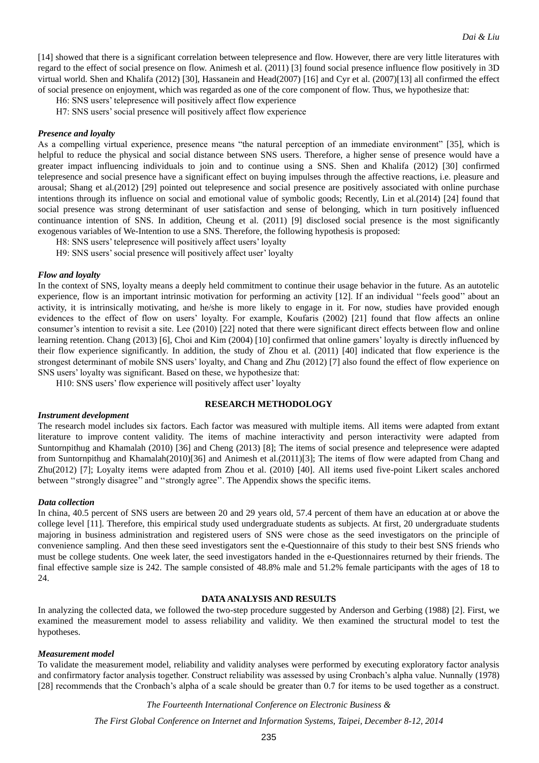[14] showed that there is a significant correlation between telepresence and flow. However, there are very little literatures with regard to the effect of social presence on flow. Animesh et al. (2011) [3] found social presence influence flow positively in 3D virtual world. Shen and Khalifa (2012) [30], Hassanein and Head(2007) [16] and Cyr et al. (2007)[13] all confirmed the effect of social presence on enjoyment, which was regarded as one of the core component of flow. Thus, we hypothesize that:

H6: SNS users' telepresence will positively affect flow experience

H7: SNS users' social presence will positively affect flow experience

#### *Presence and loyalty*

As a compelling virtual experience, presence means "the natural perception of an immediate environment" [35], which is helpful to reduce the physical and social distance between SNS users. Therefore, a higher sense of presence would have a greater impact influencing individuals to join and to continue using a SNS. Shen and Khalifa (2012) [30] confirmed telepresence and social presence have a significant effect on buying impulses through the affective reactions, i.e. pleasure and arousal; Shang et al.(2012) [29] pointed out telepresence and social presence are positively associated with online purchase intentions through its influence on social and emotional value of symbolic goods; Recently, Lin et al.(2014) [24] found that social presence was strong determinant of user satisfaction and sense of belonging, which in turn positively influenced continuance intention of SNS. In addition, Cheung et al. (2011) [9] disclosed social presence is the most significantly exogenous variables of We-Intention to use a SNS. Therefore, the following hypothesis is proposed:

H8: SNS users' telepresence will positively affect users' loyalty

H9: SNS users' social presence will positively affect user' loyalty

#### *Flow and loyalty*

In the context of SNS, loyalty means a deeply held commitment to continue their usage behavior in the future. As an autotelic experience, flow is an important intrinsic motivation for performing an activity [12]. If an individual ''feels good'' about an activity, it is intrinsically motivating, and he/she is more likely to engage in it. For now, studies have provided enough evidences to the effect of flow on users' loyalty. For example, Koufaris (2002) [21] found that flow affects an online consumer's intention to revisit a site. Lee (2010) [22] noted that there were significant direct effects between flow and online learning retention. Chang (2013) [6], Choi and Kim (2004) [10] confirmed that online gamers' loyalty is directly influenced by their flow experience significantly. In addition, the study of Zhou et al. (2011) [40] indicated that flow experience is the strongest determinant of mobile SNS users' loyalty, and Chang and Zhu (2012) [7] also found the effect of flow experience on SNS users' loyalty was significant. Based on these, we hypothesize that:

H10: SNS users' flow experience will positively affect user' loyalty

## RESEARCH METHODOLOGY

#### *Instrument development*

The research model includes six factors. Each factor was measured with multiple items. All items were adapted from extant literature to improve content validity. The items of machine interactivity and person interactivity were adapted from Suntornpithug and Khamalah (2010) [36] and Cheng (2013) [8]; The items of social presence and telepresence were adapted from Suntornpithug and Khamalah(2010)[36] and Animesh et al.(2011)[3]; The items of flow were adapted from Chang and Zhu(2012) [7]; Loyalty items were adapted from Zhou et al. (2010) [40]. All items used five-point Likert scales anchored between ''strongly disagree'' and ''strongly agree''. The Appendix shows the specific items.

#### *Data collection*

In china, 40.5 percent of SNS users are between 20 and 29 years old, 57.4 percent of them have an education at or above the college level [11]. Therefore, this empirical study used undergraduate students as subjects. At first, 20 undergraduate students majoring in business administration and registered users of SNS were chose as the seed investigators on the principle of convenience sampling. And then these seed investigators sent the e-Questionnaire of this study to their best SNS friends who must be college students. One week later, the seed investigators handed in the e-Questionnaires returned by their friends. The final effective sample size is 242. The sample consisted of 48.8% male and 51.2% female participants with the ages of 18 to 24.

## DATA ANALYSIS AND RESULTS

In analyzing the collected data, we followed the two-step procedure suggested by Anderson and Gerbing (1988) [2]. First, we examined the measurement model to assess reliability and validity. We then examined the structural model to test the hypotheses.

#### *Measurement model*

To validate the measurement model, reliability and validity analyses were performed by executing exploratory factor analysis and confirmatory factor analysis together. Construct reliability was assessed by using Cronbach's alpha value. Nunnally (1978) [28] recommends that the Cronbach's alpha of a scale should be greater than 0.7 for items to be used together as a construct.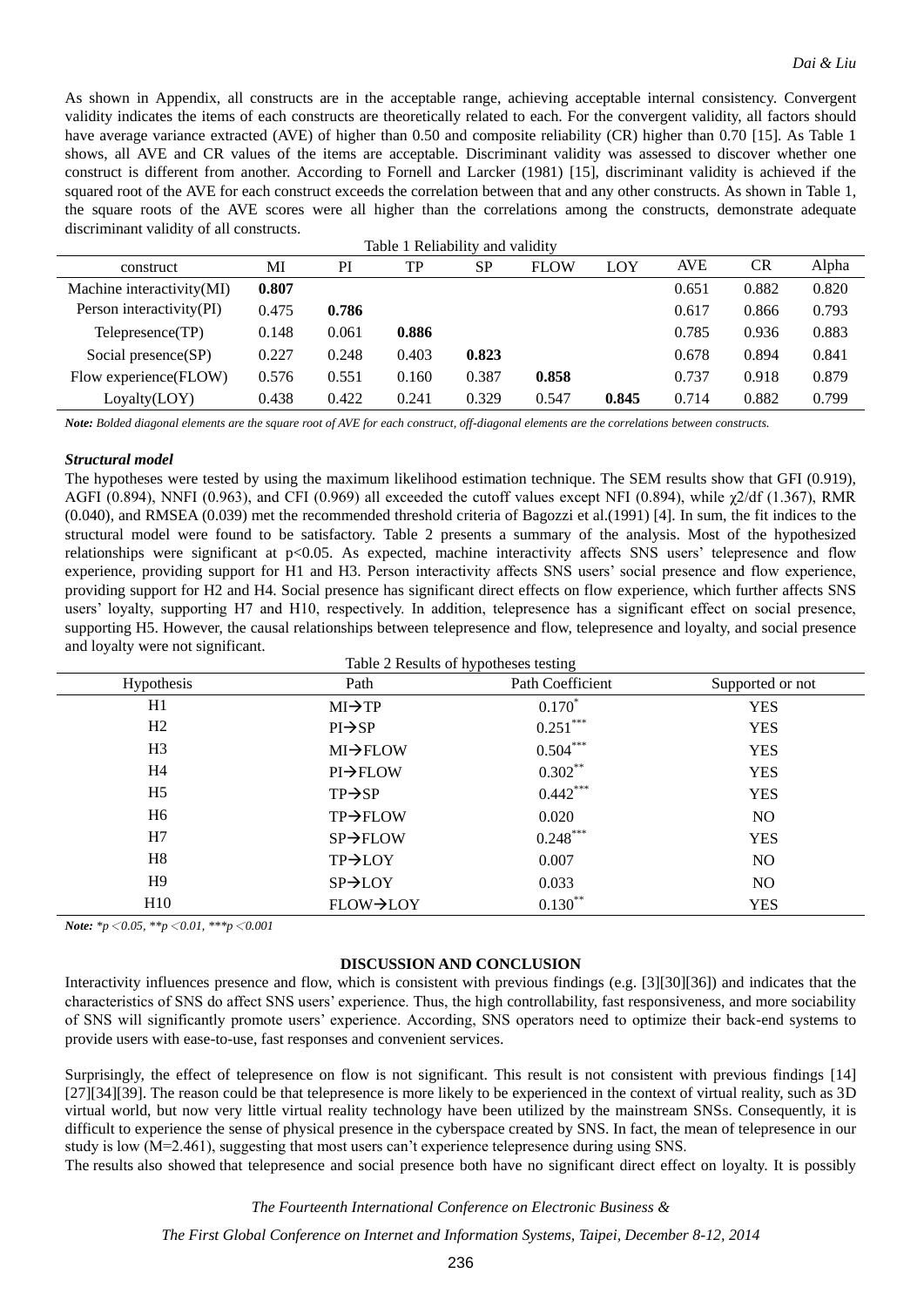As shown in Appendix, all constructs are in the acceptable range, achieving acceptable internal consistency. Convergent validity indicates the items of each constructs are theoretically related to each. For the convergent validity, all factors should have average variance extracted (AVE) of higher than 0.50 and composite reliability (CR) higher than 0.70 [15]. As Table 1 shows, all AVE and CR values of the items are acceptable. Discriminant validity was assessed to discover whether one construct is different from another. According to Fornell and Larcker (1981) [15], discriminant validity is achieved if the squared root of the AVE for each construct exceeds the correlation between that and any other constructs. As shown in Table 1, the square roots of the AVE scores were all higher than the correlations among the constructs, demonstrate adequate discriminant validity of all constructs.

Table 1 Reliability and validity

| construct | MI | PI | TP | SP | FLOW | LOY | AVE | CR | Alpha |
|---|---|---|---|---|---|---|---|---|---|
| Machine interactivity(MI) | **0.807** | | | | | | 0.651 | 0.882 | 0.820 |
| Person interactivity(PI) | 0.475 | **0.786** | | | | | 0.617 | 0.866 | 0.793 |
| Telepresence(TP) | 0.148 | 0.061 | **0.886** | | | | 0.785 | 0.936 | 0.883 |
| Social presence(SP) | 0.227 | 0.248 | 0.403 | **0.823** | | | 0.678 | 0.894 | 0.841 |
| Flow experience(FLOW) | 0.576 | 0.551 | 0.160 | 0.387 | **0.858** | | 0.737 | 0.918 | 0.879 |
| Loyalty(LOY) | 0.438 | 0.422 | 0.241 | 0.329 | 0.547 | **0.845** | 0.714 | 0.882 | 0.799 |

***Note:*** *Bolded diagonal elements are the square root of AVE for each construct, off-diagonal elements are the correlations between constructs.*

### *Structural model*

The hypotheses were tested by using the maximum likelihood estimation technique. The SEM results show that GFI (0.919), AGFI (0.894), NNFI (0.963), and CFI (0.969) all exceeded the cutoff values except NFI (0.894), while $\chi 2/df$ (1.367), RMR (0.040), and RMSEA (0.039) met the recommended threshold criteria of Bagozzi et al.(1991) [4]. In sum, the fit indices to the structural model were found to be satisfactory. Table 2 presents a summary of the analysis. Most of the hypothesized relationships were significant at $p<0.05$. As expected, machine interactivity affects SNS users' telepresence and flow experience, providing support for H1 and H3. Person interactivity affects SNS users' social presence and flow experience, providing support for H2 and H4. Social presence has significant direct effects on flow experience, which further affects SNS users' loyalty, supporting H7 and H10, respectively. In addition, telepresence has a significant effect on social presence, supporting H5. However, the causal relationships between telepresence and flow, telepresence and loyalty, and social presence and loyalty were not significant.

Table 2 Results of hypotheses testing

| Hypothesis | Path | Path Coefficient | Supported or not |
|---|---|---|---|
| H1 | MI→TP | $0.170^{*}$ | YES |
| H2 | PI→SP | $0.251^{***}$ | YES |
| H3 | MI→FLOW | $0.504^{***}$ | YES |
| H4 | PI→FLOW | $0.302^{**}$ | YES |
| H5 | TP→SP | $0.442^{***}$ | YES |
| H6 | TP→FLOW | 0.020 | NO |
| H7 | SP→FLOW | $0.248^{***}$ | YES |
| H8 | TP→LOY | 0.007 | NO |
| H9 | SP→LOY | 0.033 | NO |
| H10 | FLOW→LOY | $0.130^{**}$ | YES |

***Note:*** *$^{*}p<0.05$, $^{**}p<0.01$, $^{***}p<0.001$*

## DISCUSSION AND CONCLUSION

Interactivity influences presence and flow, which is consistent with previous findings (e.g. [3][30][36]) and indicates that the characteristics of SNS do affect SNS users' experience. Thus, the high controllability, fast responsiveness, and more sociability of SNS will significantly promote users' experience. According, SNS operators need to optimize their back-end systems to provide users with ease-to-use, fast responses and convenient services.

Surprisingly, the effect of telepresence on flow is not significant. This result is not consistent with previous findings [14] [27][34][39]. The reason could be that telepresence is more likely to be experienced in the context of virtual reality, such as 3D virtual world, but now very little virtual reality technology have been utilized by the mainstream SNSs. Consequently, it is difficult to experience the sense of physical presence in the cyberspace created by SNS. In fact, the mean of telepresence in our study is low (M=2.461), suggesting that most users can't experience telepresence during using SNS.

The results also showed that telepresence and social presence both have no significant direct effect on loyalty. It is possibly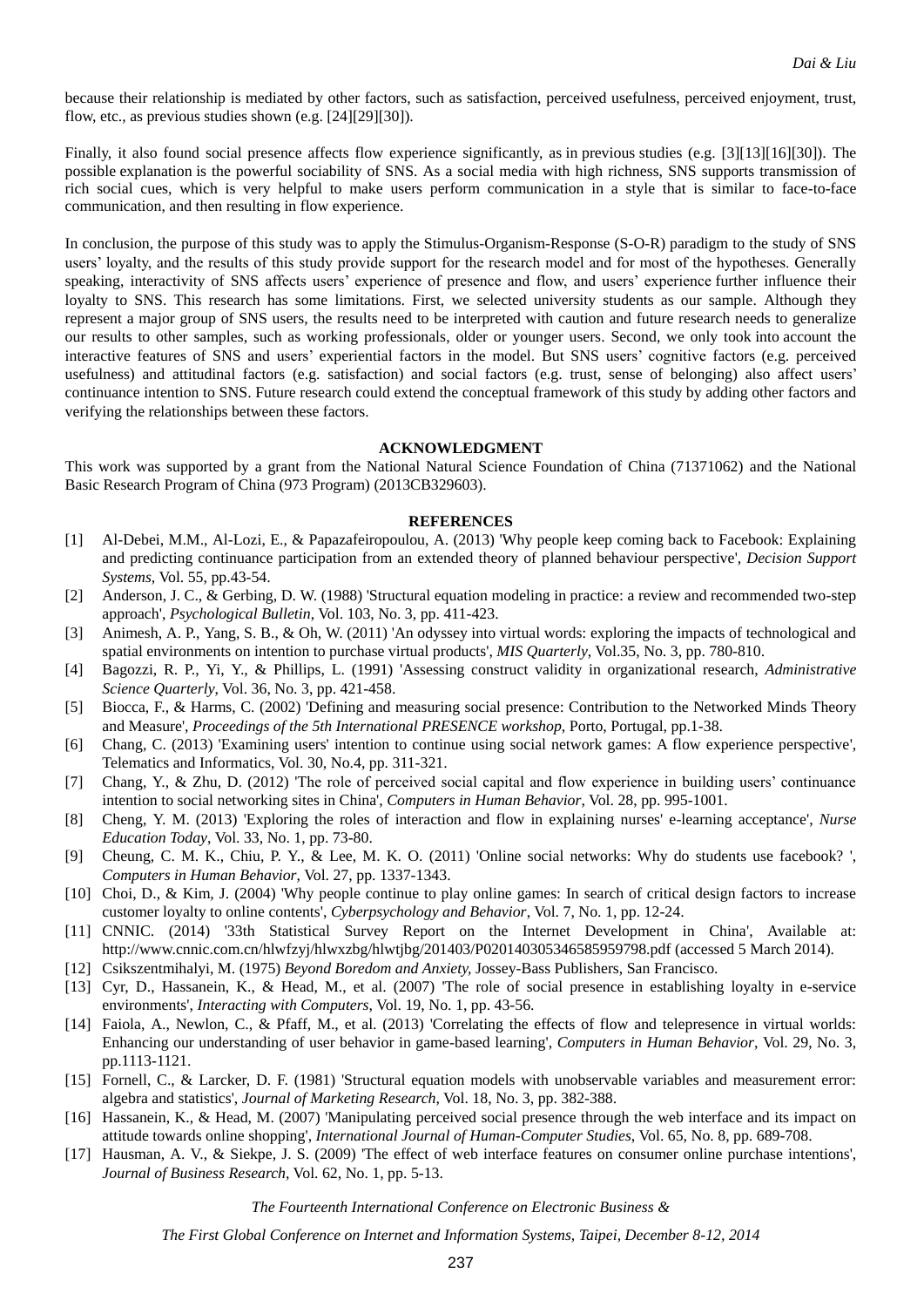because their relationship is mediated by other factors, such as satisfaction, perceived usefulness, perceived enjoyment, trust, flow, etc., as previous studies shown (e.g. [24][29][30]).

Finally, it also found social presence affects flow experience significantly, as in previous studies (e.g. [3][13][16][30]). The possible explanation is the powerful sociability of SNS. As a social media with high richness, SNS supports transmission of rich social cues, which is very helpful to make users perform communication in a style that is similar to face-to-face communication, and then resulting in flow experience.

In conclusion, the purpose of this study was to apply the Stimulus-Organism-Response (S-O-R) paradigm to the study of SNS users' loyalty, and the results of this study provide support for the research model and for most of the hypotheses. Generally speaking, interactivity of SNS affects users' experience of presence and flow, and users' experience further influence their loyalty to SNS. This research has some limitations. First, we selected university students as our sample. Although they represent a major group of SNS users, the results need to be interpreted with caution and future research needs to generalize our results to other samples, such as working professionals, older or younger users. Second, we only took into account the interactive features of SNS and users' experiential factors in the model. But SNS users' cognitive factors (e.g. perceived usefulness) and attitudinal factors (e.g. satisfaction) and social factors (e.g. trust, sense of belonging) also affect users' continuance intention to SNS. Future research could extend the conceptual framework of this study by adding other factors and verifying the relationships between these factors.

## ACKNOWLEDGMENT

This work was supported by a grant from the National Natural Science Foundation of China (71371062) and the National Basic Research Program of China (973 Program) (2013CB329603).

## REFERENCES

[1] Al-Debei, M.M., Al-Lozi, E., & Papazafeiropoulou, A. (2013) 'Why people keep coming back to Facebook: Explaining and predicting continuance participation from an extended theory of planned behaviour perspective', *Decision Support Systems*, Vol. 55, pp.43-54.

[2] Anderson, J. C., & Gerbing, D. W. (1988) 'Structural equation modeling in practice: a review and recommended two-step approach', *Psychological Bulletin*, Vol. 103, No. 3, pp. 411-423.

[3] Animesh, A. P., Yang, S. B., & Oh, W. (2011) 'An odyssey into virtual words: exploring the impacts of technological and spatial environments on intention to purchase virtual products', *MIS Quarterly*, Vol.35, No. 3, pp. 780-810.

[4] Bagozzi, R. P., Yi, Y., & Phillips, L. (1991) 'Assessing construct validity in organizational research, *Administrative Science Quarterly*, Vol. 36, No. 3, pp. 421-458.

[5] Biocca, F., & Harms, C. (2002) 'Defining and measuring social presence: Contribution to the Networked Minds Theory and Measure', *Proceedings of the 5th International PRESENCE workshop*, Porto, Portugal, pp.1-38.

[6] Chang, C. (2013) 'Examining users' intention to continue using social network games: A flow experience perspective', Telematics and Informatics, Vol. 30, No.4, pp. 311-321.

[7] Chang, Y., & Zhu, D. (2012) 'The role of perceived social capital and flow experience in building users' continuance intention to social networking sites in China', *Computers in Human Behavior*, Vol. 28, pp. 995-1001.

[8] Cheng, Y. M. (2013) 'Exploring the roles of interaction and flow in explaining nurses' e-learning acceptance', *Nurse Education Today*, Vol. 33, No. 1, pp. 73-80.

[9] Cheung, C. M. K., Chiu, P. Y., & Lee, M. K. O. (2011) 'Online social networks: Why do students use facebook? ', *Computers in Human Behavior*, Vol. 27, pp. 1337-1343.

[10] Choi, D., & Kim, J. (2004) 'Why people continue to play online games: In search of critical design factors to increase customer loyalty to online contents', *Cyberpsychology and Behavior*, Vol. 7, No. 1, pp. 12-24.

[11] CNNIC. (2014) '33th Statistical Survey Report on the Internet Development in China', Available at: http://www.cnnic.com.cn/hlwfzyj/hlwxzbg/hlwtjbg/201403/P020140305346585959798.pdf (accessed 5 March 2014).

[12] Csikszentmihalyi, M. (1975) *Beyond Boredom and Anxiety*, Jossey-Bass Publishers, San Francisco.

[13] Cyr, D., Hassanein, K., & Head, M., et al. (2007) 'The role of social presence in establishing loyalty in e-service environments', *Interacting with Computers*, Vol. 19, No. 1, pp. 43-56.

[14] Faiola, A., Newlon, C., & Pfaff, M., et al. (2013) 'Correlating the effects of flow and telepresence in virtual worlds: Enhancing our understanding of user behavior in game-based learning', *Computers in Human Behavior*, Vol. 29, No. 3, pp.1113-1121.

[15] Fornell, C., & Larcker, D. F. (1981) 'Structural equation models with unobservable variables and measurement error: algebra and statistics', *Journal of Marketing Research*, Vol. 18, No. 3, pp. 382-388.

[16] Hassanein, K., & Head, M. (2007) 'Manipulating perceived social presence through the web interface and its impact on attitude towards online shopping', *International Journal of Human-Computer Studies*, Vol. 65, No. 8, pp. 689-708.

[17] Hausman, A. V., & Siekpe, J. S. (2009) 'The effect of web interface features on consumer online purchase intentions', *Journal of Business Research*, Vol. 62, No. 1, pp. 5-13.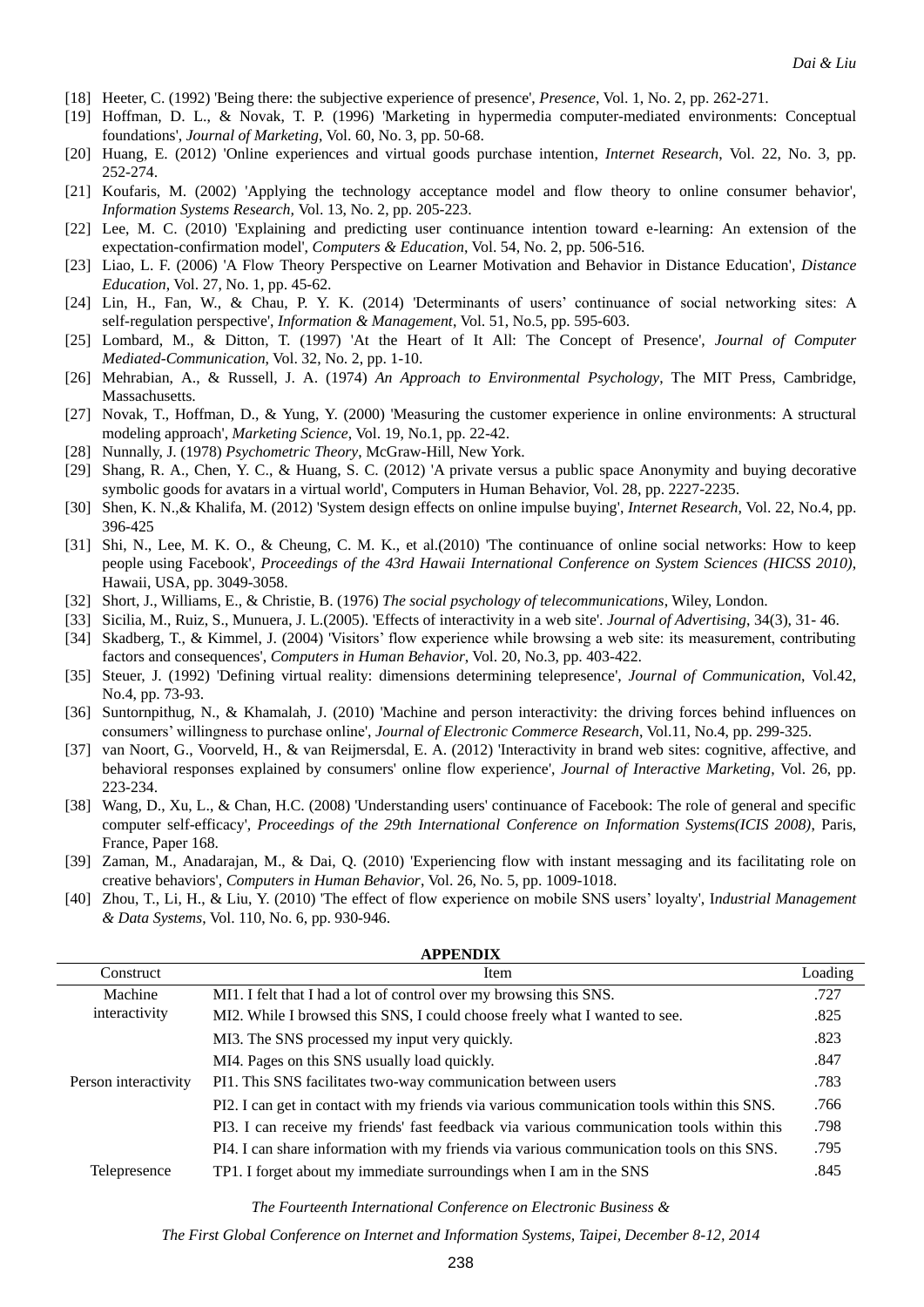[18] Heeter, C. (1992) 'Being there: the subjective experience of presence', *Presence*, Vol. 1, No. 2, pp. 262-271.

[19] Hoffman, D. L., & Novak, T. P. (1996) 'Marketing in hypermedia computer-mediated environments: Conceptual foundations', *Journal of Marketing*, Vol. 60, No. 3, pp. 50-68.

[20] Huang, E. (2012) 'Online experiences and virtual goods purchase intention, *Internet Research*, Vol. 22, No. 3, pp. 252-274.

[21] Koufaris, M. (2002) 'Applying the technology acceptance model and flow theory to online consumer behavior', *Information Systems Research*, Vol. 13, No. 2, pp. 205-223.

[22] Lee, M. C. (2010) 'Explaining and predicting user continuance intention toward e-learning: An extension of the expectation-confirmation model', *Computers & Education*, Vol. 54, No. 2, pp. 506-516.

[23] Liao, L. F. (2006) 'A Flow Theory Perspective on Learner Motivation and Behavior in Distance Education', *Distance Education*, Vol. 27, No. 1, pp. 45-62.

[24] Lin, H., Fan, W., & Chau, P. Y. K. (2014) 'Determinants of users' continuance of social networking sites: A self-regulation perspective', *Information & Management*, Vol. 51, No.5, pp. 595-603.

[25] Lombard, M., & Ditton, T. (1997) 'At the Heart of It All: The Concept of Presence', *Journal of Computer Mediated-Communication*, Vol. 32, No. 2, pp. 1-10.

[26] Mehrabian, A., & Russell, J. A. (1974) *An Approach to Environmental Psychology*, The MIT Press, Cambridge, Massachusetts.

[27] Novak, T., Hoffman, D., & Yung, Y. (2000) 'Measuring the customer experience in online environments: A structural modeling approach', *Marketing Science*, Vol. 19, No.1, pp. 22-42.

[28] Nunnally, J. (1978) *Psychometric Theory*, McGraw-Hill, New York.

[29] Shang, R. A., Chen, Y. C., & Huang, S. C. (2012) 'A private versus a public space Anonymity and buying decorative symbolic goods for avatars in a virtual world', Computers in Human Behavior, Vol. 28, pp. 2227-2235.

[30] Shen, K. N.,& Khalifa, M. (2012) 'System design effects on online impulse buying', *Internet Research*, Vol. 22, No.4, pp. 396-425

[31] Shi, N., Lee, M. K. O., & Cheung, C. M. K., et al.(2010) 'The continuance of online social networks: How to keep people using Facebook', *Proceedings of the 43rd Hawaii International Conference on System Sciences (HICSS 2010)*, Hawaii, USA, pp. 3049-3058.

[32] Short, J., Williams, E., & Christie, B. (1976) *The social psychology of telecommunications*, Wiley, London.

[33] Sicilia, M., Ruiz, S., Munuera, J. L.(2005). 'Effects of interactivity in a web site'. *Journal of Advertising*, 34(3), 31- 46.

[34] Skadberg, T., & Kimmel, J. (2004) 'Visitors' flow experience while browsing a web site: its measurement, contributing factors and consequences', *Computers in Human Behavior*, Vol. 20, No.3, pp. 403-422.

[35] Steuer, J. (1992) 'Defining virtual reality: dimensions determining telepresence', *Journal of Communication*, Vol.42, No.4, pp. 73-93.

[36] Suntornpithug, N., & Khamalah, J. (2010) 'Machine and person interactivity: the driving forces behind influences on consumers' willingness to purchase online', *Journal of Electronic Commerce Research*, Vol.11, No.4, pp. 299-325.

[37] van Noort, G., Voorveld, H., & van Reijmersdal, E. A. (2012) 'Interactivity in brand web sites: cognitive, affective, and behavioral responses explained by consumers' online flow experience', *Journal of Interactive Marketing*, Vol. 26, pp. 223-234.

[38] Wang, D., Xu, L., & Chan, H.C. (2008) 'Understanding users' continuance of Facebook: The role of general and specific computer self-efficacy', *Proceedings of the 29th International Conference on Information Systems(ICIS 2008)*, Paris, France, Paper 168.

[39] Zaman, M., Anadarajan, M., & Dai, Q. (2010) 'Experiencing flow with instant messaging and its facilitating role on creative behaviors', *Computers in Human Behavior*, Vol. 26, No. 5, pp. 1009-1018.

[40] Zhou, T., Li, H., & Liu, Y. (2010) 'The effect of flow experience on mobile SNS users' loyalty', I*ndustrial Management & Data Systems*, Vol. 110, No. 6, pp. 930-946.

**APPENDIX**

| Construct | Item | Loading |
|---|---|---|
| Machine interactivity | MI1. I felt that I had a lot of control over my browsing this SNS. | .727 |
| | MI2. While I browsed this SNS, I could choose freely what I wanted to see. | .825 |
| | MI3. The SNS processed my input very quickly. | .823 |
| | MI4. Pages on this SNS usually load quickly. | .847 |
| Person interactivity | PI1. This SNS facilitates two-way communication between users | .783 |
| | PI2. I can get in contact with my friends via various communication tools within this SNS. | .766 |
| | PI3. I can receive my friends' fast feedback via various communication tools within this | .798 |
| | PI4. I can share information with my friends via various communication tools on this SNS. | .795 |
| Telepresence | TP1. I forget about my immediate surroundings when I am in the SNS | .845 |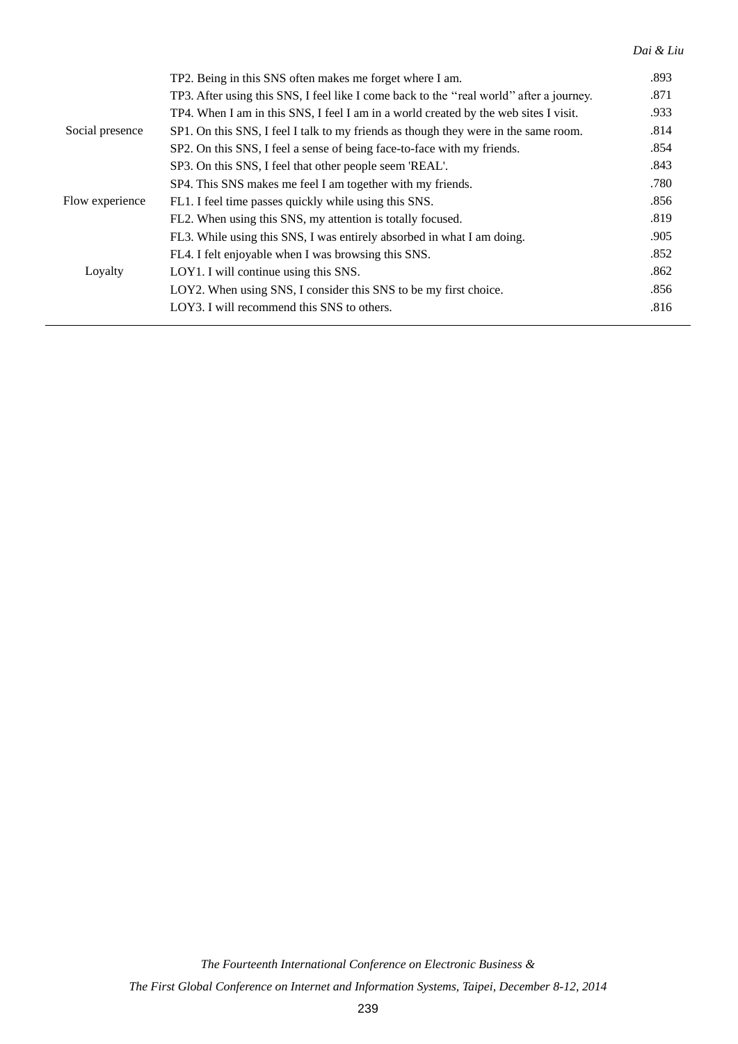| | | |
|---|---|---|
| | TP2. Being in this SNS often makes me forget where I am. | .893 |
| | TP3. After using this SNS, I feel like I come back to the ‘‘real world’’ after a journey. | .871 |
| | TP4. When I am in this SNS, I feel I am in a world created by the web sites I visit. | .933 |
| Social presence | SP1. On this SNS, I feel I talk to my friends as though they were in the same room. | .814 |
| | SP2. On this SNS, I feel a sense of being face-to-face with my friends. | .854 |
| | SP3. On this SNS, I feel that other people seem 'REAL'. | .843 |
| | SP4. This SNS makes me feel I am together with my friends. | .780 |
| Flow experience | FL1. I feel time passes quickly while using this SNS. | .856 |
| | FL2. When using this SNS, my attention is totally focused. | .819 |
| | FL3. While using this SNS, I was entirely absorbed in what I am doing. | .905 |
| | FL4. I felt enjoyable when I was browsing this SNS. | .852 |
| Loyalty | LOY1. I will continue using this SNS. | .862 |
| | LOY2. When using SNS, I consider this SNS to be my first choice. | .856 |
| | LOY3. I will recommend this SNS to others. | .816 |